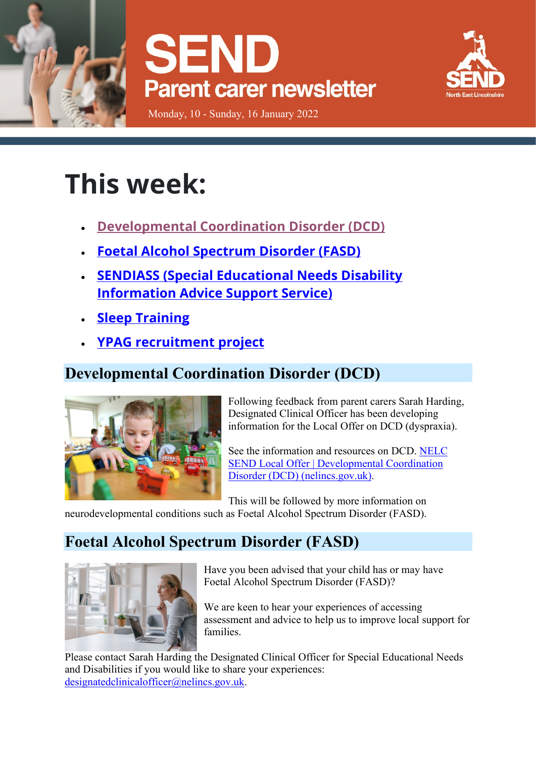# SEND

## Parent carer newsletter

Monday, 10 - Sunday, 16 January 2022

# This week:

- Developmental Coordination Disorder (DCD)
- Foetal Alcohol Spectrum Disorder (FASD)
- SENDIASS (Special Educational Needs Disability Information Advice Support Service)
- Sleep Training
- YPAG recruitment project

## Developmental Coordination Disorder (DCD)

Following feedback from parent carers Sarah Harding, Designated Clinical Officer has been developing information for the Local Offer on DCD (dyspraxia).

See the information and resources on DCD. NELC SEND Local Offer | Developmental Coordination Disorder (DCD) (nelincs.gov.uk).

This will be followed by more information on neurodevelopmental conditions such as Foetal Alcohol Spectrum Disorder (FASD).

## Foetal Alcohol Spectrum Disorder (FASD)

Have you been advised that your child has or may have Foetal Alcohol Spectrum Disorder (FASD)?

We are keen to hear your experiences of accessing assessment and advice to help us to improve local support for families.

Please contact Sarah Harding the Designated Clinical Officer for Special Educational Needs and Disabilities if you would like to share your experiences: designatedclinicalofficer@nelincs.gov.uk.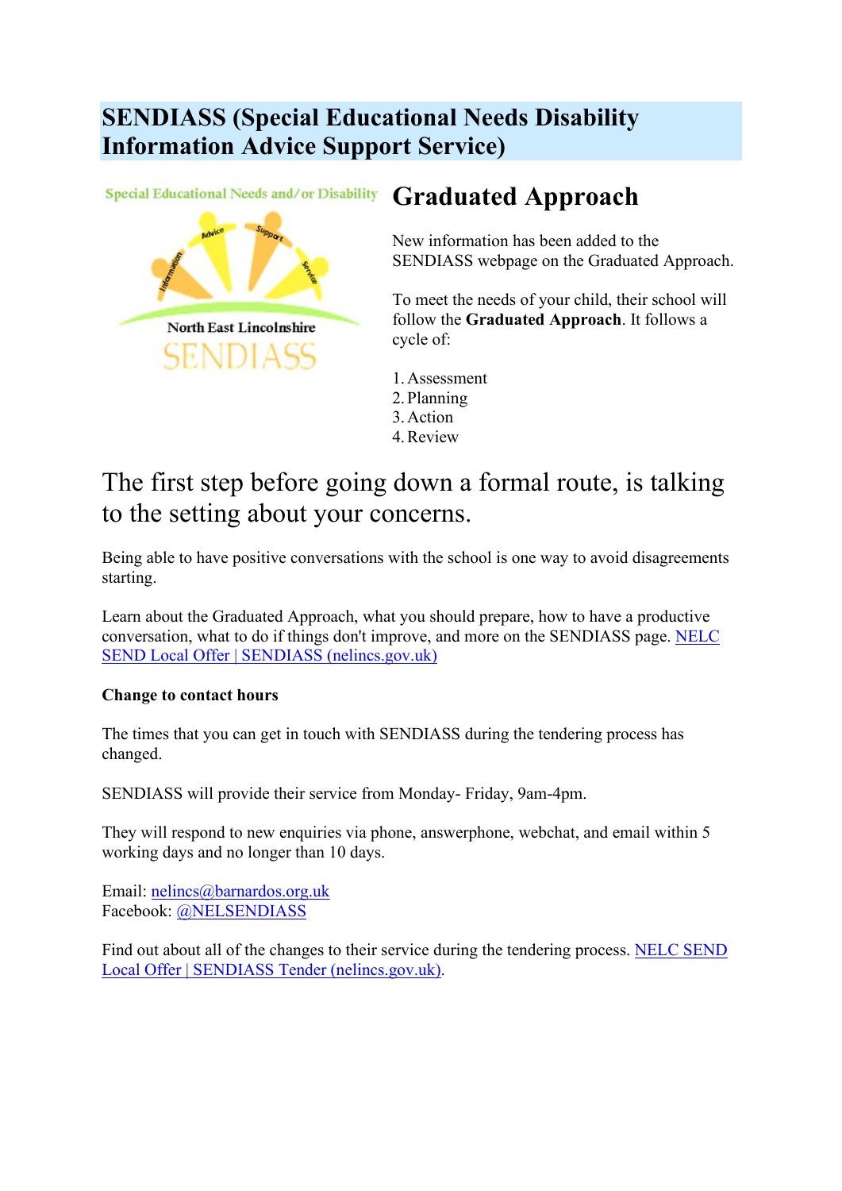## SENDIASS (Special Educational Needs Disability Information Advice Support Service)

## Graduated Approach

New information has been added to the SENDIASS webpage on the Graduated Approach.

To meet the needs of your child, their school will follow the **Graduated Approach**. It follows a cycle of:

1. Assessment
2. Planning
3. Action
4. Review

## The first step before going down a formal route, is talking to the setting about your concerns.

Being able to have positive conversations with the school is one way to avoid disagreements starting.

Learn about the Graduated Approach, what you should prepare, how to have a productive conversation, what to do if things don't improve, and more on the SENDIASS page. NELC SEND Local Offer | SENDIASS (nelincs.gov.uk)

**Change to contact hours**

The times that you can get in touch with SENDIASS during the tendering process has changed.

SENDIASS will provide their service from Monday- Friday, 9am-4pm.

They will respond to new enquiries via phone, answerphone, webchat, and email within 5 working days and no longer than 10 days.

Email: nelincs@barnardos.org.uk
Facebook: @NELSENDIASS

Find out about all of the changes to their service during the tendering process. NELC SEND Local Offer | SENDIASS Tender (nelincs.gov.uk).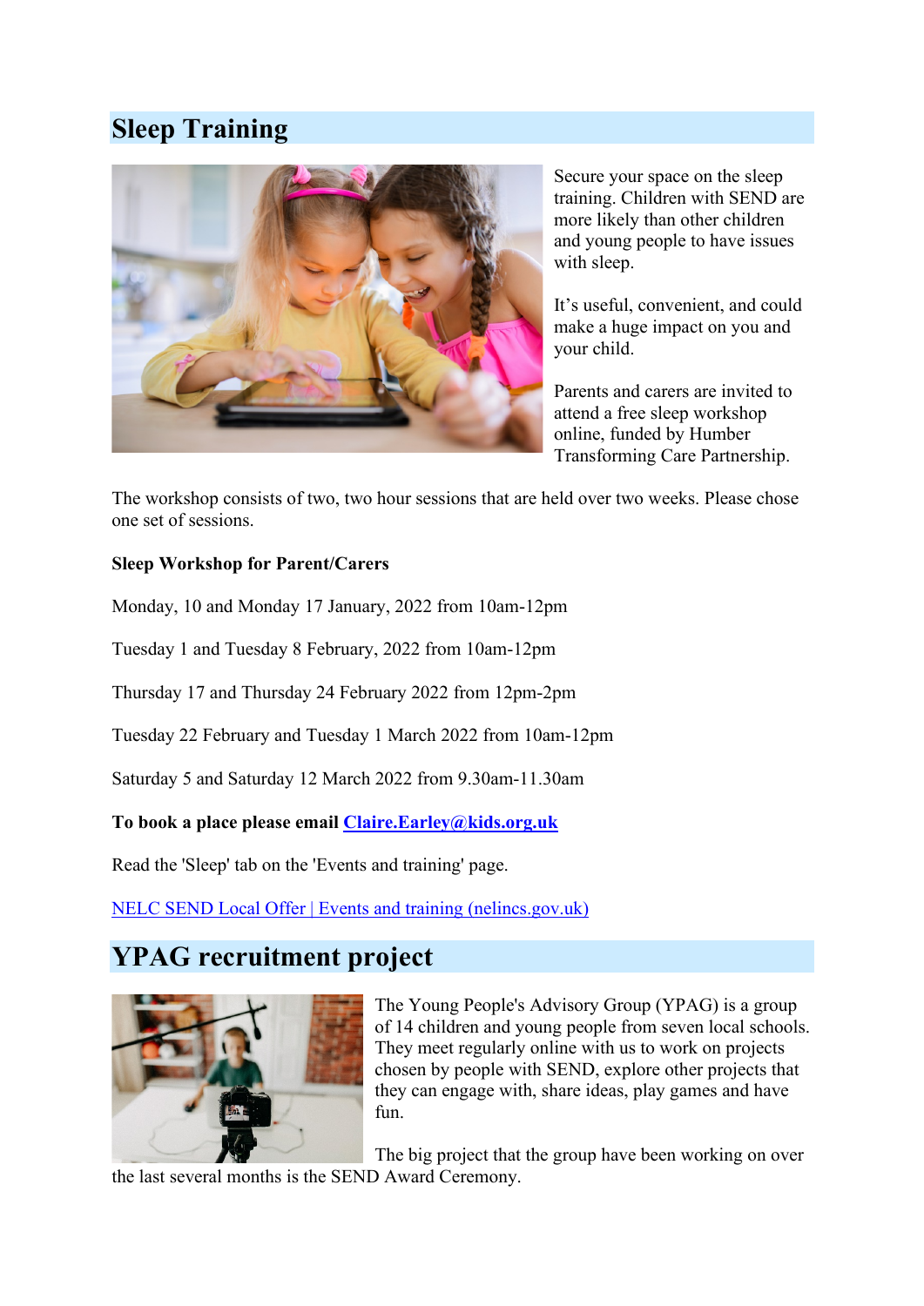## Sleep Training

Secure your space on the sleep training. Children with SEND are more likely than other children and young people to have issues with sleep.

It's useful, convenient, and could make a huge impact on you and your child.

Parents and carers are invited to attend a free sleep workshop online, funded by Humber Transforming Care Partnership.

The workshop consists of two, two hour sessions that are held over two weeks. Please chose one set of sessions.

**Sleep Workshop for Parent/Carers**

Monday, 10 and Monday 17 January, 2022 from 10am-12pm

Tuesday 1 and Tuesday 8 February, 2022 from 10am-12pm

Thursday 17 and Thursday 24 February 2022 from 12pm-2pm

Tuesday 22 February and Tuesday 1 March 2022 from 10am-12pm

Saturday 5 and Saturday 12 March 2022 from 9.30am-11.30am

**To book a place please email Claire.Earley@kids.org.uk**

Read the 'Sleep' tab on the 'Events and training' page.

NELC SEND Local Offer | Events and training (nelincs.gov.uk)

## YPAG recruitment project

The Young People's Advisory Group (YPAG) is a group of 14 children and young people from seven local schools. They meet regularly online with us to work on projects chosen by people with SEND, explore other projects that they can engage with, share ideas, play games and have fun.

The big project that the group have been working on over the last several months is the SEND Award Ceremony.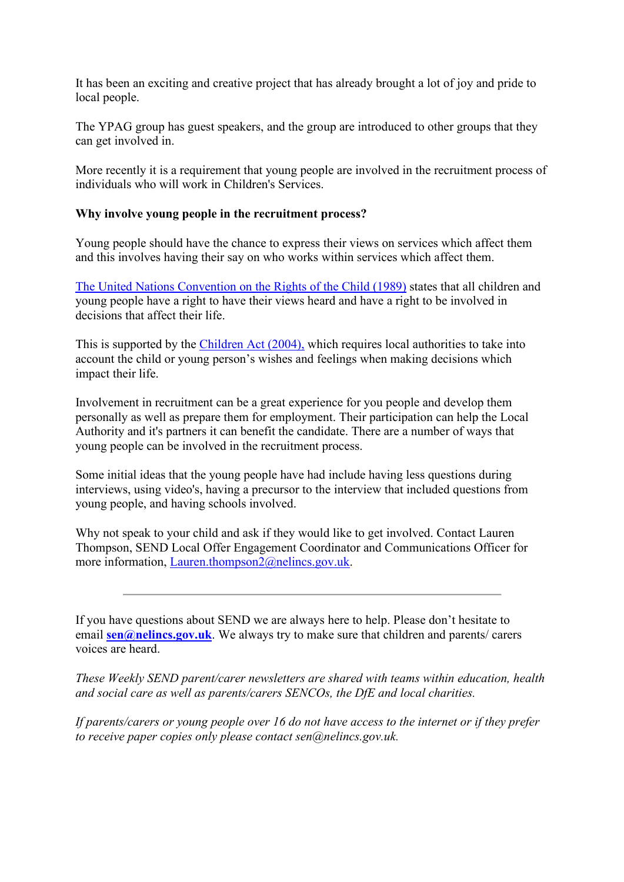It has been an exciting and creative project that has already brought a lot of joy and pride to local people.

The YPAG group has guest speakers, and the group are introduced to other groups that they can get involved in.

More recently it is a requirement that young people are involved in the recruitment process of individuals who will work in Children's Services.

**Why involve young people in the recruitment process?**

Young people should have the chance to express their views on services which affect them and this involves having their say on who works within services which affect them.

[The United Nations Convention on the Rights of the Child (1989)] states that all children and young people have a right to have their views heard and have a right to be involved in decisions that affect their life.

This is supported by the [Children Act (2004),] which requires local authorities to take into account the child or young person's wishes and feelings when making decisions which impact their life.

Involvement in recruitment can be a great experience for you people and develop them personally as well as prepare them for employment. Their participation can help the Local Authority and it's partners it can benefit the candidate. There are a number of ways that young people can be involved in the recruitment process.

Some initial ideas that the young people have had include having less questions during interviews, using video's, having a precursor to the interview that included questions from young people, and having schools involved.

Why not speak to your child and ask if they would like to get involved. Contact Lauren Thompson, SEND Local Offer Engagement Coordinator and Communications Officer for more information, Lauren.thompson2@nelincs.gov.uk.

---

If you have questions about SEND we are always here to help. Please don't hesitate to email **sen@nelincs.gov.uk**. We always try to make sure that children and parents/ carers voices are heard.

*These Weekly SEND parent/carer newsletters are shared with teams within education, health and social care as well as parents/carers SENCOs, the DfE and local charities.*

*If parents/carers or young people over 16 do not have access to the internet or if they prefer to receive paper copies only please contact sen@nelincs.gov.uk.*